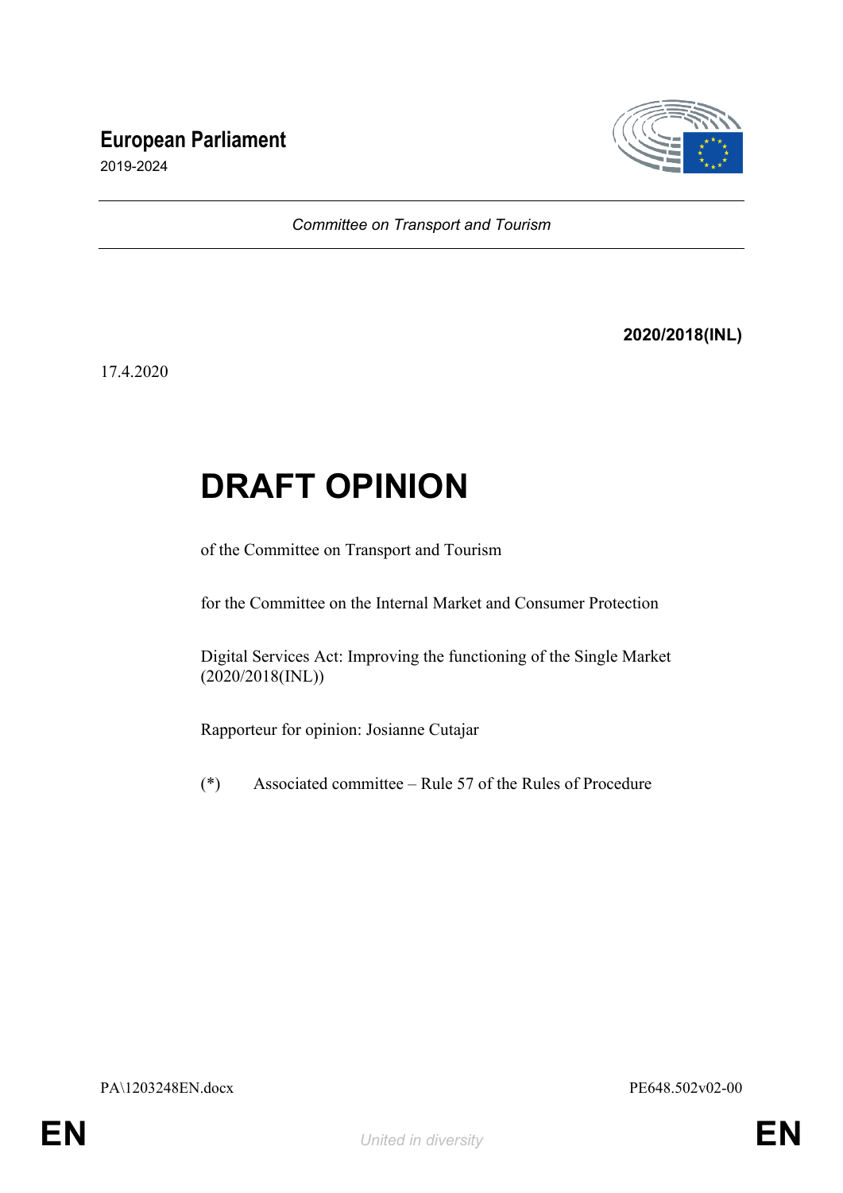**European Parliament**

2019-2024

*Committee on Transport and Tourism*

**2020/2018(INL)**

17.4.2020

# DRAFT OPINION

of the Committee on Transport and Tourism

for the Committee on the Internal Market and Consumer Protection

Digital Services Act: Improving the functioning of the Single Market (2020/2018(INL))

Rapporteur for opinion: Josianne Cutajar

(*) Associated committee – Rule 57 of the Rules of Procedure

PA\1203248EN.docx PE648.502v02-00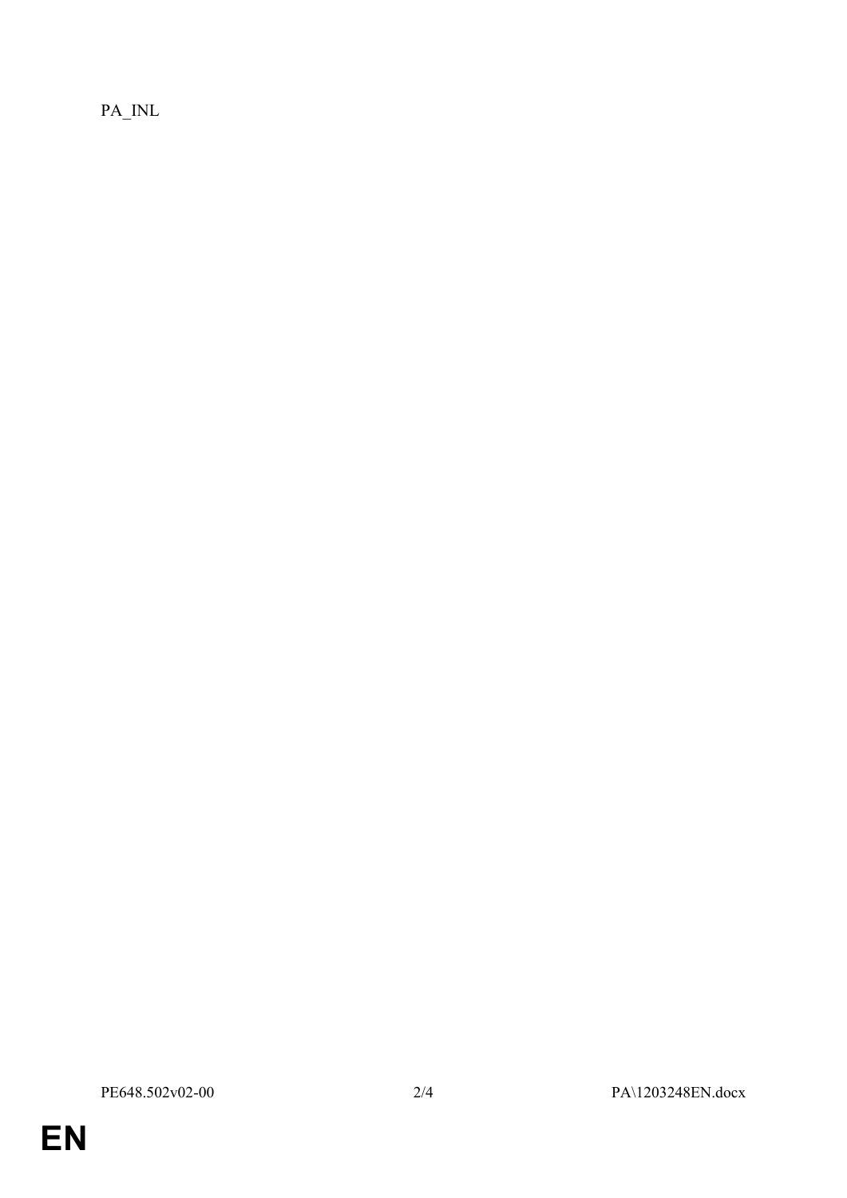PA_INL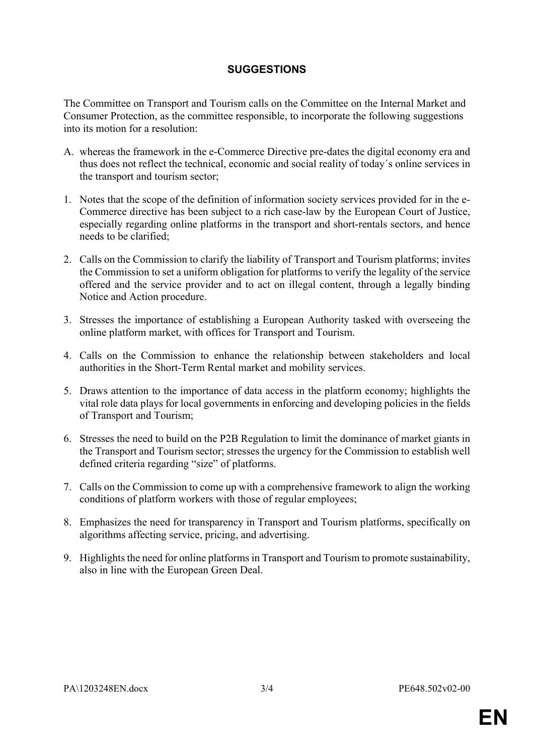## SUGGESTIONS

The Committee on Transport and Tourism calls on the Committee on the Internal Market and Consumer Protection, as the committee responsible, to incorporate the following suggestions into its motion for a resolution:

A. whereas the framework in the e-Commerce Directive pre-dates the digital economy era and thus does not reflect the technical, economic and social reality of today´s online services in the transport and tourism sector;

1. Notes that the scope of the definition of information society services provided for in the e-Commerce directive has been subject to a rich case-law by the European Court of Justice, especially regarding online platforms in the transport and short-rentals sectors, and hence needs to be clarified;

2. Calls on the Commission to clarify the liability of Transport and Tourism platforms; invites the Commission to set a uniform obligation for platforms to verify the legality of the service offered and the service provider and to act on illegal content, through a legally binding Notice and Action procedure.

3. Stresses the importance of establishing a European Authority tasked with overseeing the online platform market, with offices for Transport and Tourism.

4. Calls on the Commission to enhance the relationship between stakeholders and local authorities in the Short-Term Rental market and mobility services.

5. Draws attention to the importance of data access in the platform economy; highlights the vital role data plays for local governments in enforcing and developing policies in the fields of Transport and Tourism;

6. Stresses the need to build on the P2B Regulation to limit the dominance of market giants in the Transport and Tourism sector; stresses the urgency for the Commission to establish well defined criteria regarding "size" of platforms.

7. Calls on the Commission to come up with a comprehensive framework to align the working conditions of platform workers with those of regular employees;

8. Emphasizes the need for transparency in Transport and Tourism platforms, specifically on algorithms affecting service, pricing, and advertising.

9. Highlights the need for online platforms in Transport and Tourism to promote sustainability, also in line with the European Green Deal.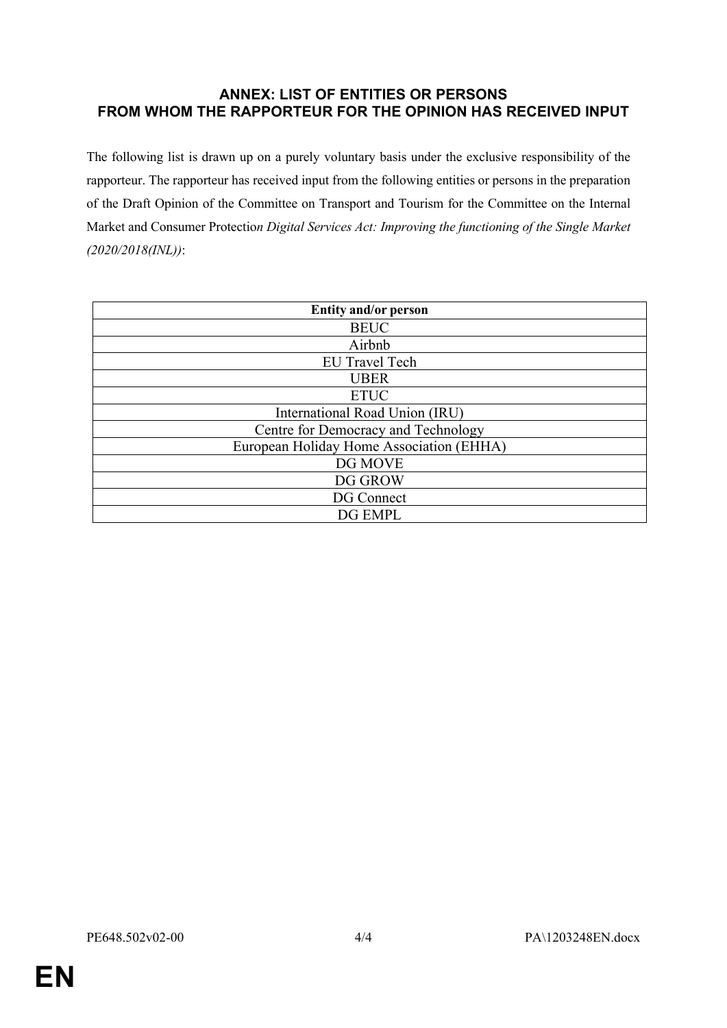## ANNEX: LIST OF ENTITIES OR PERSONS FROM WHOM THE RAPPORTEUR FOR THE OPINION HAS RECEIVED INPUT

The following list is drawn up on a purely voluntary basis under the exclusive responsibility of the rapporteur. The rapporteur has received input from the following entities or persons in the preparation of the Draft Opinion of the Committee on Transport and Tourism for the Committee on the Internal Market and Consumer Protection *Digital Services Act: Improving the functioning of the Single Market (2020/2018(INL))*:

| **Entity and/or person** |
|---|
| BEUC |
| Airbnb |
| EU Travel Tech |
| UBER |
| ETUC |
| International Road Union (IRU) |
| Centre for Democracy and Technology |
| European Holiday Home Association (EHHA) |
| DG MOVE |
| DG GROW |
| DG Connect |
| DG EMPL |